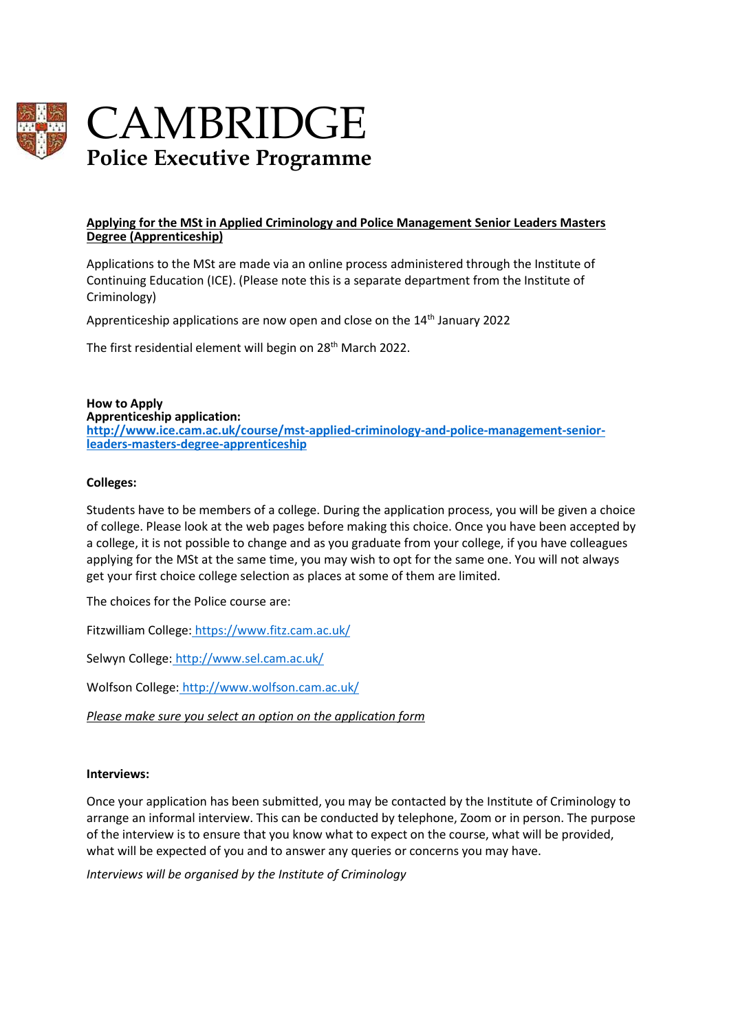# CAMBRIDGE
## Police Executive Programme

**Applying for the MSt in Applied Criminology and Police Management Senior Leaders Masters Degree (Apprenticeship)**

Applications to the MSt are made via an online process administered through the Institute of Continuing Education (ICE). (Please note this is a separate department from the Institute of Criminology)

Apprenticeship applications are now open and close on the 14th January 2022

The first residential element will begin on 28th March 2022.

**How to Apply**
**Apprenticeship application:**
**http://www.ice.cam.ac.uk/course/mst-applied-criminology-and-police-management-senior-leaders-masters-degree-apprenticeship**

**Colleges:**

Students have to be members of a college. During the application process, you will be given a choice of college. Please look at the web pages before making this choice. Once you have been accepted by a college, it is not possible to change and as you graduate from your college, if you have colleagues applying for the MSt at the same time, you may wish to opt for the same one. You will not always get your first choice college selection as places at some of them are limited.

The choices for the Police course are:

Fitzwilliam College: https://www.fitz.cam.ac.uk/

Selwyn College: http://www.sel.cam.ac.uk/

Wolfson College: http://www.wolfson.cam.ac.uk/

*Please make sure you select an option on the application form*

**Interviews:**

Once your application has been submitted, you may be contacted by the Institute of Criminology to arrange an informal interview. This can be conducted by telephone, Zoom or in person. The purpose of the interview is to ensure that you know what to expect on the course, what will be provided, what will be expected of you and to answer any queries or concerns you may have.

*Interviews will be organised by the Institute of Criminology*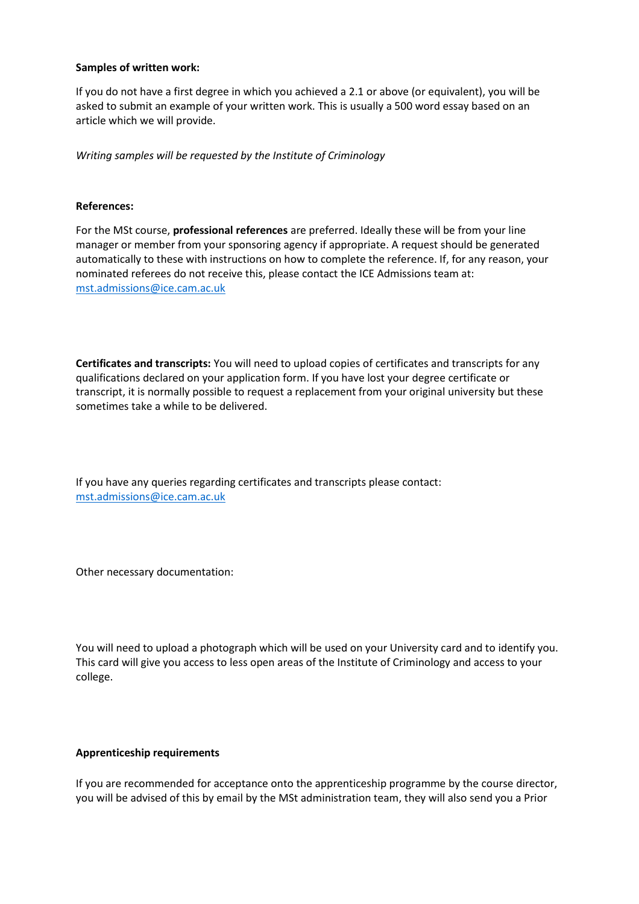**Samples of written work:**

If you do not have a first degree in which you achieved a 2.1 or above (or equivalent), you will be asked to submit an example of your written work. This is usually a 500 word essay based on an article which we will provide.

*Writing samples will be requested by the Institute of Criminology*

**References:**

For the MSt course, **professional references** are preferred. Ideally these will be from your line manager or member from your sponsoring agency if appropriate. A request should be generated automatically to these with instructions on how to complete the reference. If, for any reason, your nominated referees do not receive this, please contact the ICE Admissions team at: mst.admissions@ice.cam.ac.uk

**Certificates and transcripts:** You will need to upload copies of certificates and transcripts for any qualifications declared on your application form. If you have lost your degree certificate or transcript, it is normally possible to request a replacement from your original university but these sometimes take a while to be delivered.

If you have any queries regarding certificates and transcripts please contact: mst.admissions@ice.cam.ac.uk

Other necessary documentation:

You will need to upload a photograph which will be used on your University card and to identify you. This card will give you access to less open areas of the Institute of Criminology and access to your college.

**Apprenticeship requirements**

If you are recommended for acceptance onto the apprenticeship programme by the course director, you will be advised of this by email by the MSt administration team, they will also send you a Prior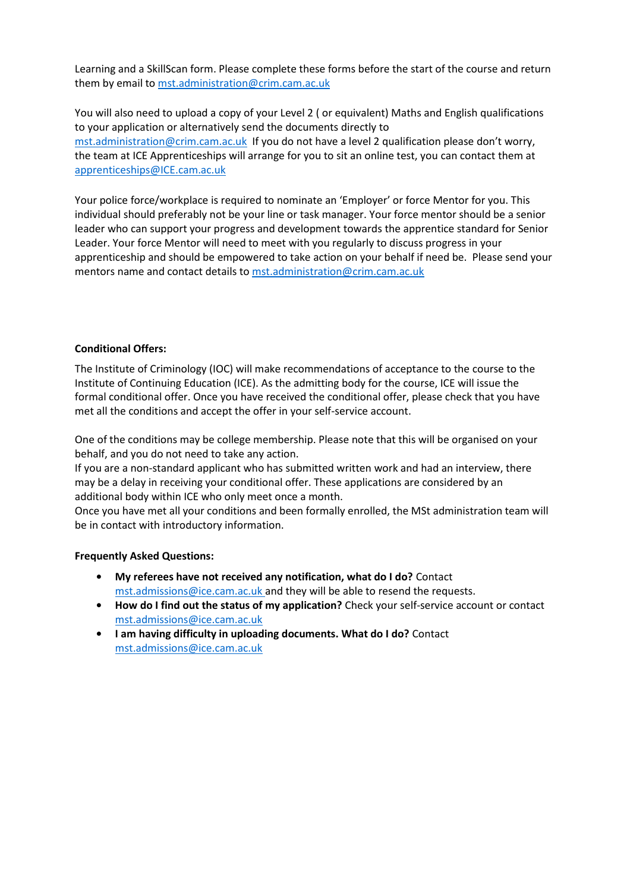Learning and a SkillScan form. Please complete these forms before the start of the course and return them by email to mst.administration@crim.cam.ac.uk

You will also need to upload a copy of your Level 2 ( or equivalent) Maths and English qualifications to your application or alternatively send the documents directly to mst.administration@crim.cam.ac.uk If you do not have a level 2 qualification please don't worry, the team at ICE Apprenticeships will arrange for you to sit an online test, you can contact them at apprenticeships@ICE.cam.ac.uk

Your police force/workplace is required to nominate an 'Employer' or force Mentor for you. This individual should preferably not be your line or task manager. Your force mentor should be a senior leader who can support your progress and development towards the apprentice standard for Senior Leader. Your force Mentor will need to meet with you regularly to discuss progress in your apprenticeship and should be empowered to take action on your behalf if need be. Please send your mentors name and contact details to mst.administration@crim.cam.ac.uk

**Conditional Offers:**

The Institute of Criminology (IOC) will make recommendations of acceptance to the course to the Institute of Continuing Education (ICE). As the admitting body for the course, ICE will issue the formal conditional offer. Once you have received the conditional offer, please check that you have met all the conditions and accept the offer in your self-service account.

One of the conditions may be college membership. Please note that this will be organised on your behalf, and you do not need to take any action.
If you are a non-standard applicant who has submitted written work and had an interview, there may be a delay in receiving your conditional offer. These applications are considered by an additional body within ICE who only meet once a month.
Once you have met all your conditions and been formally enrolled, the MSt administration team will be in contact with introductory information.

**Frequently Asked Questions:**

- **My referees have not received any notification, what do I do?** Contact mst.admissions@ice.cam.ac.uk and they will be able to resend the requests.
- **How do I find out the status of my application?** Check your self-service account or contact mst.admissions@ice.cam.ac.uk
- **I am having difficulty in uploading documents. What do I do?** Contact mst.admissions@ice.cam.ac.uk